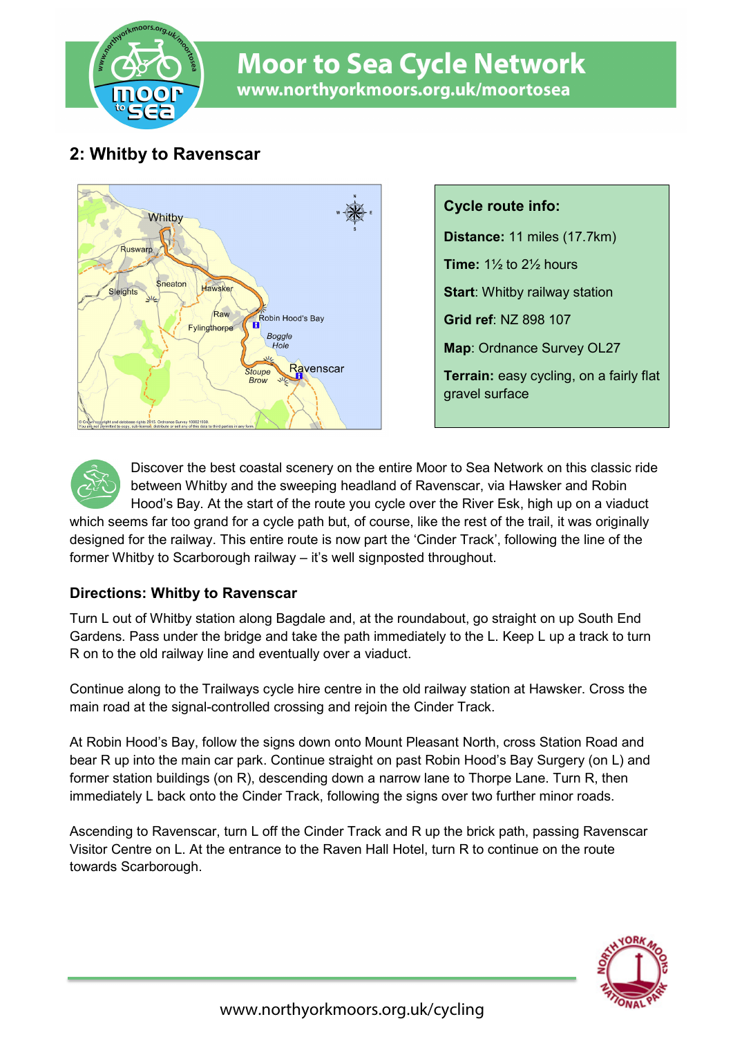# Moor to Sea Cycle Network

www.northyorkmoors.org.uk/moortosea

## 2: Whitby to Ravenscar

**Cycle route info:**

**Distance:** 11 miles (17.7km)

**Time:** 1½ to 2½ hours

**Start**: Whitby railway station

**Grid ref**: NZ 898 107

**Map**: Ordnance Survey OL27

**Terrain:** easy cycling, on a fairly flat gravel surface

Discover the best coastal scenery on the entire Moor to Sea Network on this classic ride between Whitby and the sweeping headland of Ravenscar, via Hawsker and Robin Hood's Bay. At the start of the route you cycle over the River Esk, high up on a viaduct which seems far too grand for a cycle path but, of course, like the rest of the trail, it was originally designed for the railway. This entire route is now part the 'Cinder Track', following the line of the former Whitby to Scarborough railway – it's well signposted throughout.

### Directions: Whitby to Ravenscar

Turn L out of Whitby station along Bagdale and, at the roundabout, go straight on up South End Gardens. Pass under the bridge and take the path immediately to the L. Keep L up a track to turn R on to the old railway line and eventually over a viaduct.

Continue along to the Trailways cycle hire centre in the old railway station at Hawsker. Cross the main road at the signal-controlled crossing and rejoin the Cinder Track.

At Robin Hood's Bay, follow the signs down onto Mount Pleasant North, cross Station Road and bear R up into the main car park. Continue straight on past Robin Hood's Bay Surgery (on L) and former station buildings (on R), descending down a narrow lane to Thorpe Lane. Turn R, then immediately L back onto the Cinder Track, following the signs over two further minor roads.

Ascending to Ravenscar, turn L off the Cinder Track and R up the brick path, passing Ravenscar Visitor Centre on L. At the entrance to the Raven Hall Hotel, turn R to continue on the route towards Scarborough.

www.northyorkmoors.org.uk/cycling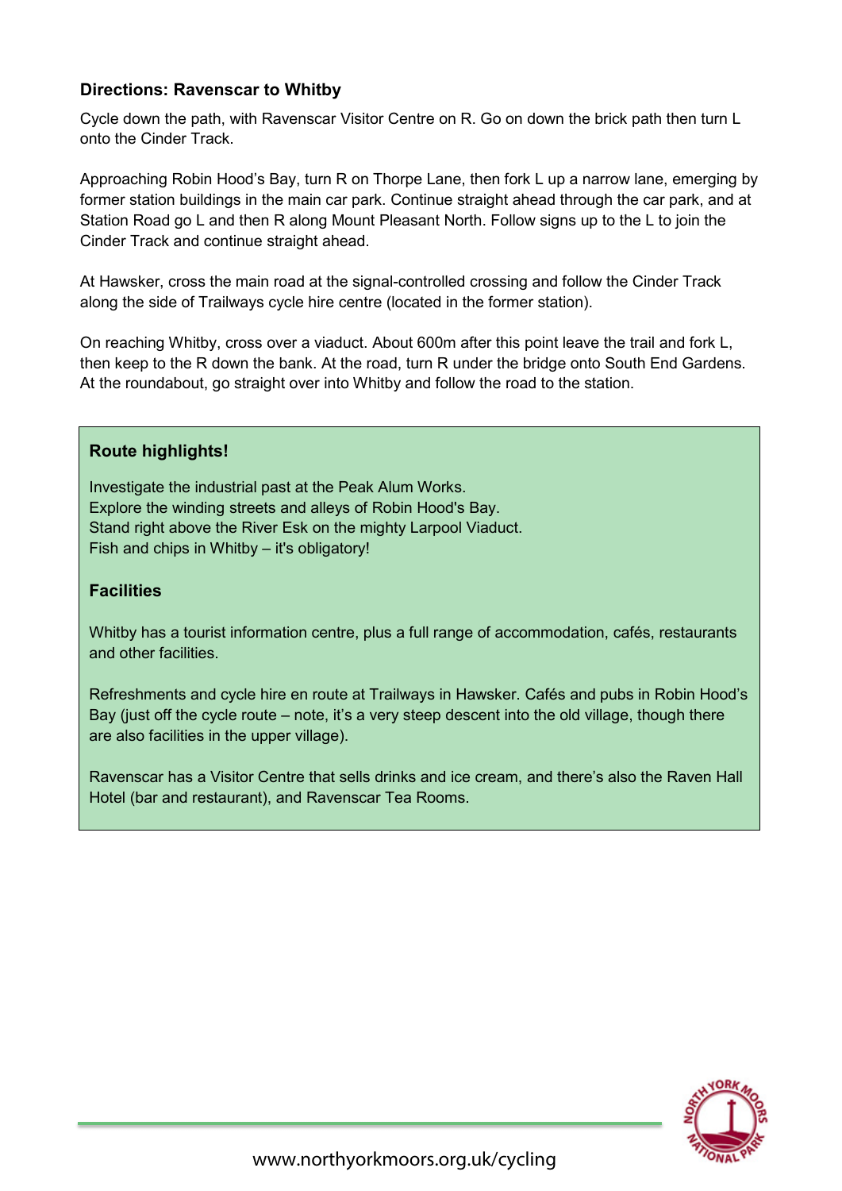## Directions: Ravenscar to Whitby

Cycle down the path, with Ravenscar Visitor Centre on R. Go on down the brick path then turn L onto the Cinder Track.

Approaching Robin Hood's Bay, turn R on Thorpe Lane, then fork L up a narrow lane, emerging by former station buildings in the main car park. Continue straight ahead through the car park, and at Station Road go L and then R along Mount Pleasant North. Follow signs up to the L to join the Cinder Track and continue straight ahead.

At Hawsker, cross the main road at the signal-controlled crossing and follow the Cinder Track along the side of Trailways cycle hire centre (located in the former station).

On reaching Whitby, cross over a viaduct. About 600m after this point leave the trail and fork L, then keep to the R down the bank. At the road, turn R under the bridge onto South End Gardens. At the roundabout, go straight over into Whitby and follow the road to the station.

### Route highlights!

Investigate the industrial past at the Peak Alum Works.
Explore the winding streets and alleys of Robin Hood's Bay.
Stand right above the River Esk on the mighty Larpool Viaduct.
Fish and chips in Whitby – it's obligatory!

### Facilities

Whitby has a tourist information centre, plus a full range of accommodation, cafés, restaurants and other facilities.

Refreshments and cycle hire en route at Trailways in Hawsker. Cafés and pubs in Robin Hood's Bay (just off the cycle route – note, it's a very steep descent into the old village, though there are also facilities in the upper village).

Ravenscar has a Visitor Centre that sells drinks and ice cream, and there's also the Raven Hall Hotel (bar and restaurant), and Ravenscar Tea Rooms.

www.northyorkmoors.org.uk/cycling